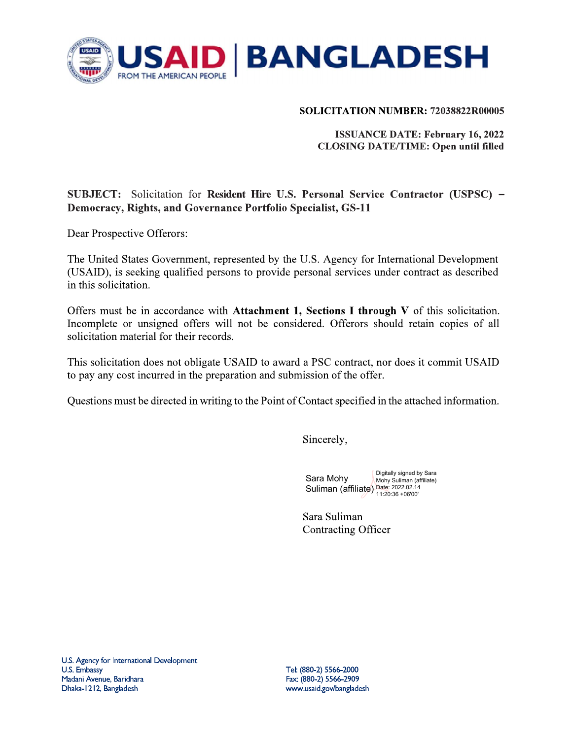# USAID | BANGLADESH

FROM THE AMERICAN PEOPLE

**SOLICITATION NUMBER: 72038822R00005**

**ISSUANCE DATE: February 16, 2022**
**CLOSING DATE/TIME: Open until filled**

**SUBJECT:** Solicitation for **Resident Hire U.S. Personal Service Contractor (USPSC) – Democracy, Rights, and Governance Portfolio Specialist, GS-11**

Dear Prospective Offerors:

The United States Government, represented by the U.S. Agency for International Development (USAID), is seeking qualified persons to provide personal services under contract as described in this solicitation.

Offers must be in accordance with **Attachment 1, Sections I through V** of this solicitation. Incomplete or unsigned offers will not be considered. Offerors should retain copies of all solicitation material for their records.

This solicitation does not obligate USAID to award a PSC contract, nor does it commit USAID to pay any cost incurred in the preparation and submission of the offer.

Questions must be directed in writing to the Point of Contact specified in the attached information.

Sincerely,

Sara Mohy Suliman (affiliate)
Digitally signed by Sara Mohy Suliman (affiliate)
Date: 2022.02.14 11:20:36 +06'00'

Sara Suliman
Contracting Officer

U.S. Agency for International Development
U.S. Embassy
Madani Avenue, Baridhara
Dhaka-1212, Bangladesh

Tel: (880-2) 5566-2000
Fax: (880-2) 5566-2909
www.usaid.gov/bangladesh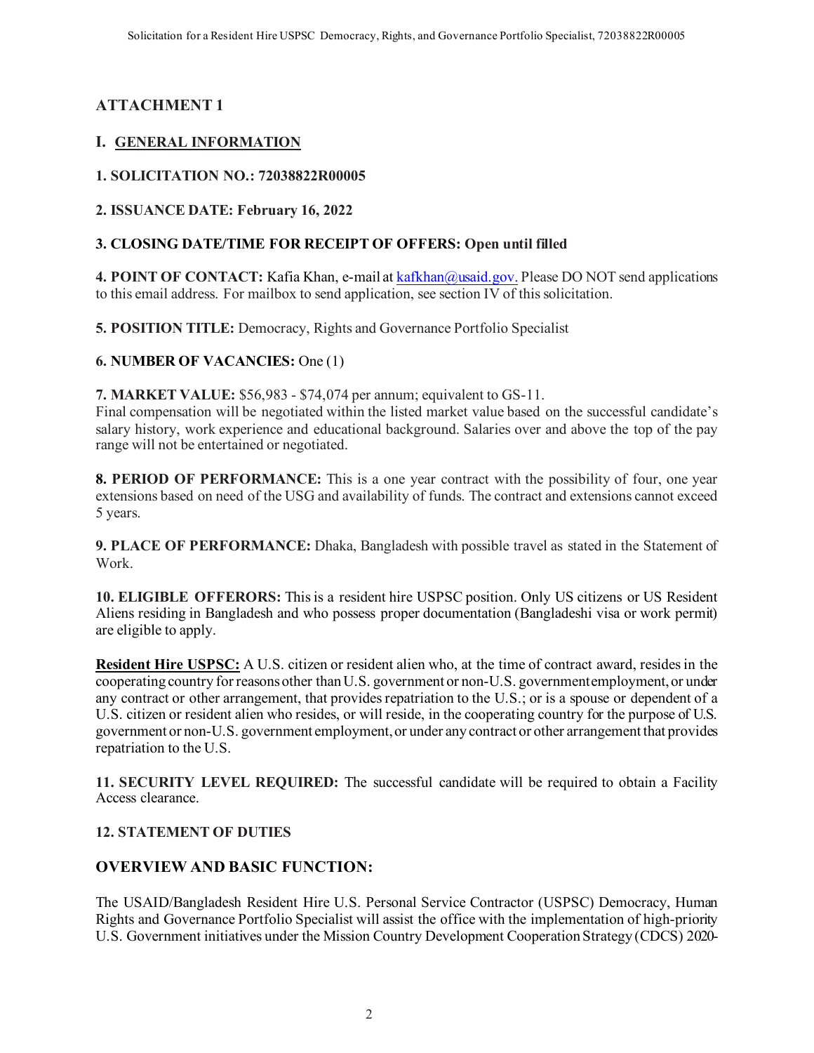## ATTACHMENT 1

### I. GENERAL INFORMATION

**1. SOLICITATION NO.: 72038822R00005**

**2. ISSUANCE DATE: February 16, 2022**

**3. CLOSING DATE/TIME FOR RECEIPT OF OFFERS: Open until filled**

**4. POINT OF CONTACT:** Kafia Khan, e-mail at kafkhan@usaid.gov. Please DO NOT send applications to this email address. For mailbox to send application, see section IV of this solicitation.

**5. POSITION TITLE:** Democracy, Rights and Governance Portfolio Specialist

**6. NUMBER OF VACANCIES:** One (1)

**7. MARKET VALUE:** $56,983 - $74,074 per annum; equivalent to GS-11.
Final compensation will be negotiated within the listed market value based on the successful candidate's salary history, work experience and educational background. Salaries over and above the top of the pay range will not be entertained or negotiated.

**8. PERIOD OF PERFORMANCE:** This is a one year contract with the possibility of four, one year extensions based on need of the USG and availability of funds. The contract and extensions cannot exceed 5 years.

**9. PLACE OF PERFORMANCE:** Dhaka, Bangladesh with possible travel as stated in the Statement of Work.

**10. ELIGIBLE OFFERORS:** This is a resident hire USPSC position. Only US citizens or US Resident Aliens residing in Bangladesh and who possess proper documentation (Bangladeshi visa or work permit) are eligible to apply.

**Resident Hire USPSC:** A U.S. citizen or resident alien who, at the time of contract award, resides in the cooperating country for reasons other than U.S. government or non-U.S. government employment, or under any contract or other arrangement, that provides repatriation to the U.S.; or is a spouse or dependent of a U.S. citizen or resident alien who resides, or will reside, in the cooperating country for the purpose of U.S. government or non-U.S. government employment, or under any contract or other arrangement that provides repatriation to the U.S.

**11. SECURITY LEVEL REQUIRED:** The successful candidate will be required to obtain a Facility Access clearance.

**12. STATEMENT OF DUTIES**

### OVERVIEW AND BASIC FUNCTION:

The USAID/Bangladesh Resident Hire U.S. Personal Service Contractor (USPSC) Democracy, Human Rights and Governance Portfolio Specialist will assist the office with the implementation of high-priority U.S. Government initiatives under the Mission Country Development Cooperation Strategy (CDCS) 2020-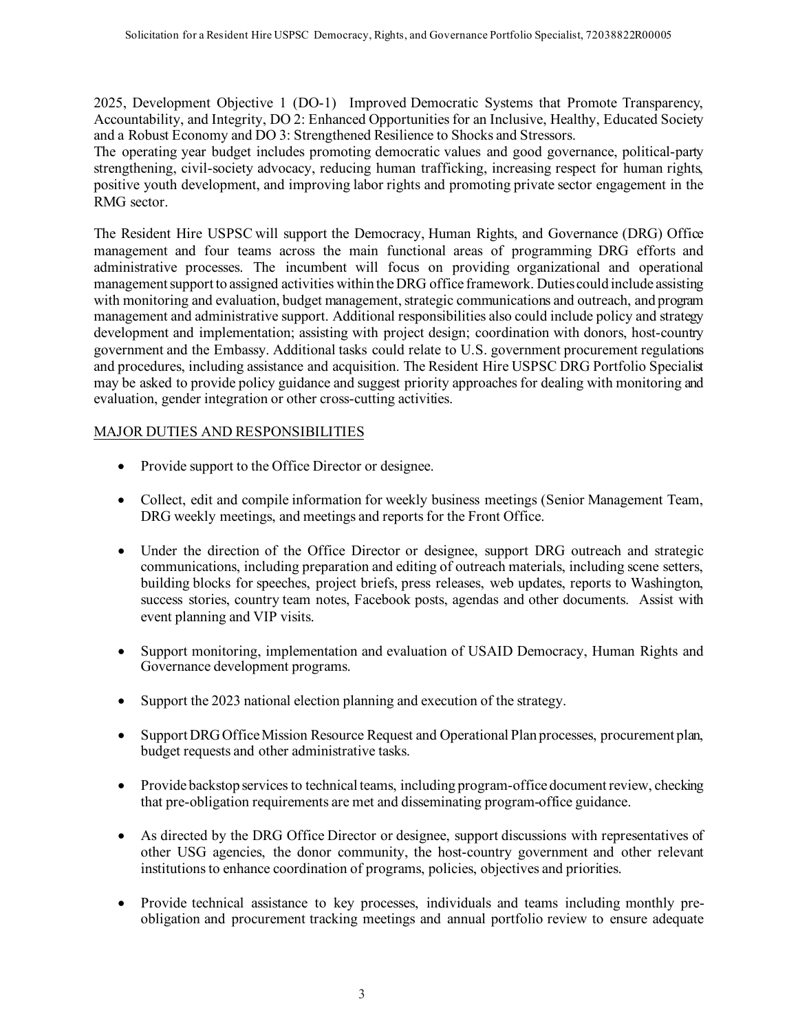2025, Development Objective 1 (DO-1) Improved Democratic Systems that Promote Transparency, Accountability, and Integrity, DO 2: Enhanced Opportunities for an Inclusive, Healthy, Educated Society and a Robust Economy and DO 3: Strengthened Resilience to Shocks and Stressors.
The operating year budget includes promoting democratic values and good governance, political-party strengthening, civil-society advocacy, reducing human trafficking, increasing respect for human rights, positive youth development, and improving labor rights and promoting private sector engagement in the RMG sector.

The Resident Hire USPSC will support the Democracy, Human Rights, and Governance (DRG) Office management and four teams across the main functional areas of programming DRG efforts and administrative processes. The incumbent will focus on providing organizational and operational management support to assigned activities within the DRG office framework. Duties could include assisting with monitoring and evaluation, budget management, strategic communications and outreach, and program management and administrative support. Additional responsibilities also could include policy and strategy development and implementation; assisting with project design; coordination with donors, host-country government and the Embassy. Additional tasks could relate to U.S. government procurement regulations and procedures, including assistance and acquisition. The Resident Hire USPSC DRG Portfolio Specialist may be asked to provide policy guidance and suggest priority approaches for dealing with monitoring and evaluation, gender integration or other cross-cutting activities.

MAJOR DUTIES AND RESPONSIBILITIES

- Provide support to the Office Director or designee.
- Collect, edit and compile information for weekly business meetings (Senior Management Team, DRG weekly meetings, and meetings and reports for the Front Office.
- Under the direction of the Office Director or designee, support DRG outreach and strategic communications, including preparation and editing of outreach materials, including scene setters, building blocks for speeches, project briefs, press releases, web updates, reports to Washington, success stories, country team notes, Facebook posts, agendas and other documents. Assist with event planning and VIP visits.
- Support monitoring, implementation and evaluation of USAID Democracy, Human Rights and Governance development programs.
- Support the 2023 national election planning and execution of the strategy.
- Support DRG Office Mission Resource Request and Operational Plan processes, procurement plan, budget requests and other administrative tasks.
- Provide backstop services to technical teams, including program-office document review, checking that pre-obligation requirements are met and disseminating program-office guidance.
- As directed by the DRG Office Director or designee, support discussions with representatives of other USG agencies, the donor community, the host-country government and other relevant institutions to enhance coordination of programs, policies, objectives and priorities.
- Provide technical assistance to key processes, individuals and teams including monthly pre-obligation and procurement tracking meetings and annual portfolio review to ensure adequate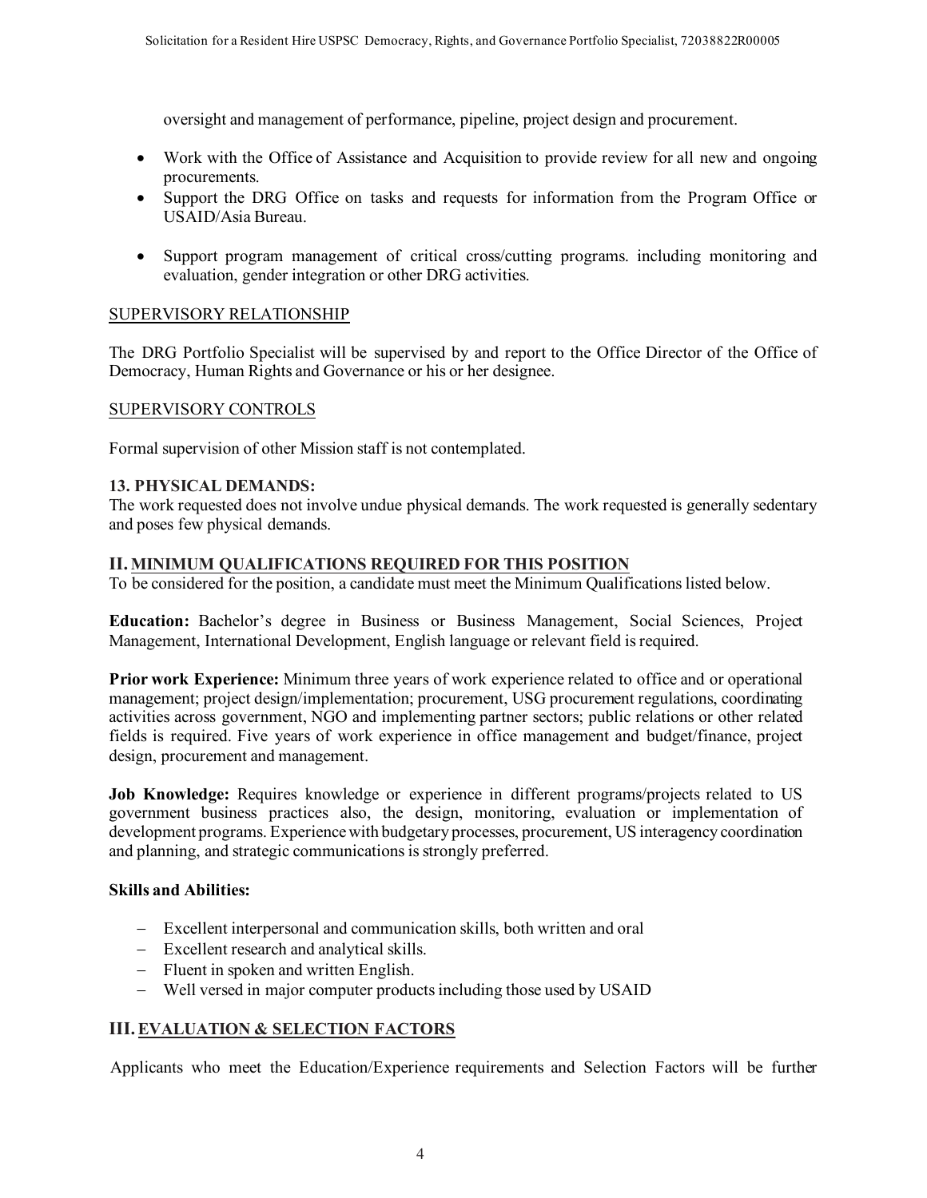oversight and management of performance, pipeline, project design and procurement.

- Work with the Office of Assistance and Acquisition to provide review for all new and ongoing procurements.
- Support the DRG Office on tasks and requests for information from the Program Office or USAID/Asia Bureau.
- Support program management of critical cross/cutting programs. including monitoring and evaluation, gender integration or other DRG activities.

SUPERVISORY RELATIONSHIP

The DRG Portfolio Specialist will be supervised by and report to the Office Director of the Office of Democracy, Human Rights and Governance or his or her designee.

SUPERVISORY CONTROLS

Formal supervision of other Mission staff is not contemplated.

**13. PHYSICAL DEMANDS:**
The work requested does not involve undue physical demands. The work requested is generally sedentary and poses few physical demands.

## II. MINIMUM QUALIFICATIONS REQUIRED FOR THIS POSITION

To be considered for the position, a candidate must meet the Minimum Qualifications listed below.

**Education:** Bachelor's degree in Business or Business Management, Social Sciences, Project Management, International Development, English language or relevant field is required.

**Prior work Experience:** Minimum three years of work experience related to office and or operational management; project design/implementation; procurement, USG procurement regulations, coordinating activities across government, NGO and implementing partner sectors; public relations or other related fields is required. Five years of work experience in office management and budget/finance, project design, procurement and management.

**Job Knowledge:** Requires knowledge or experience in different programs/projects related to US government business practices also, the design, monitoring, evaluation or implementation of development programs. Experience with budgetary processes, procurement, US interagency coordination and planning, and strategic communications is strongly preferred.

**Skills and Abilities:**

- Excellent interpersonal and communication skills, both written and oral
- Excellent research and analytical skills.
- Fluent in spoken and written English.
- Well versed in major computer products including those used by USAID

## III. EVALUATION & SELECTION FACTORS

Applicants who meet the Education/Experience requirements and Selection Factors will be further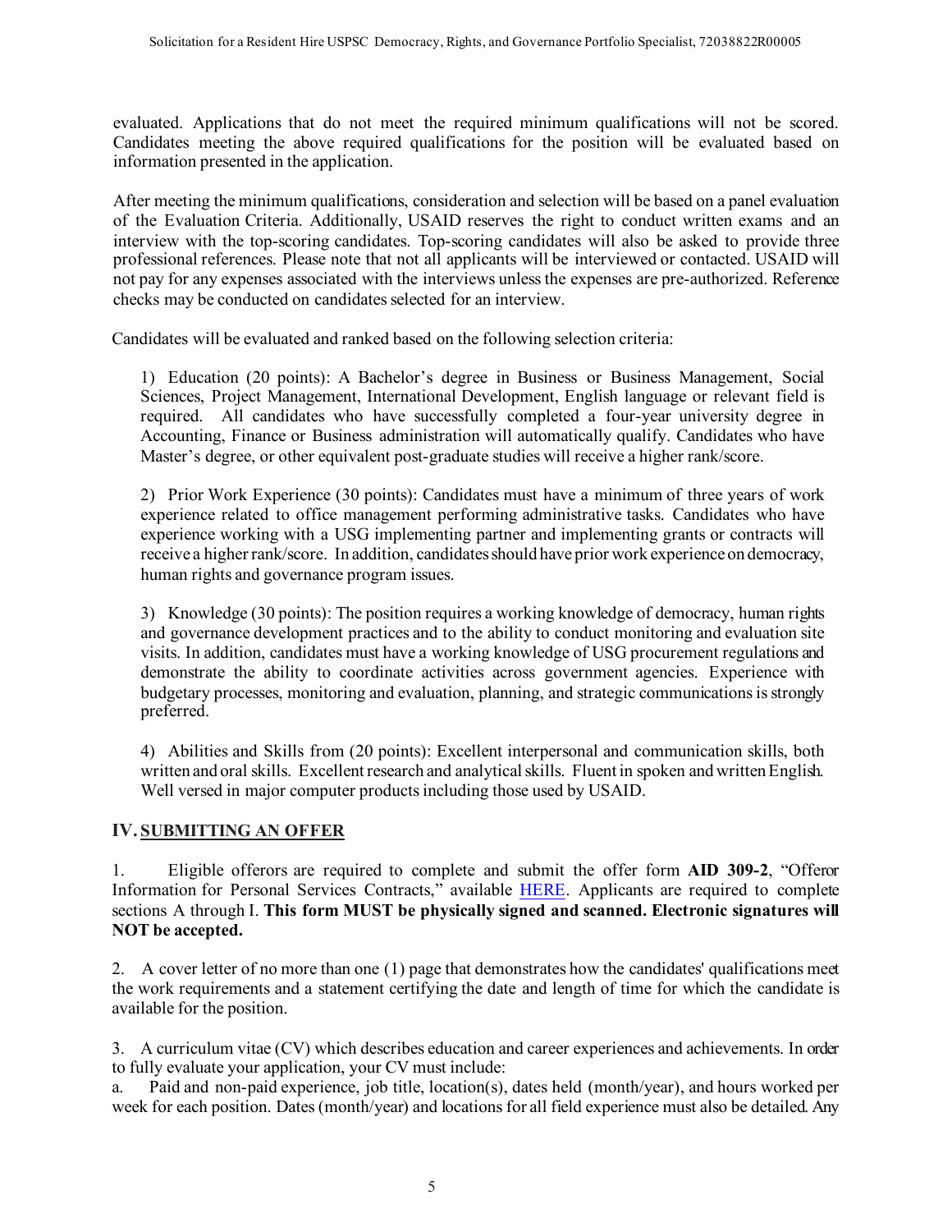evaluated. Applications that do not meet the required minimum qualifications will not be scored. Candidates meeting the above required qualifications for the position will be evaluated based on information presented in the application.

After meeting the minimum qualifications, consideration and selection will be based on a panel evaluation of the Evaluation Criteria. Additionally, USAID reserves the right to conduct written exams and an interview with the top-scoring candidates. Top-scoring candidates will also be asked to provide three professional references. Please note that not all applicants will be interviewed or contacted. USAID will not pay for any expenses associated with the interviews unless the expenses are pre-authorized. Reference checks may be conducted on candidates selected for an interview.

Candidates will be evaluated and ranked based on the following selection criteria:

1) Education (20 points): A Bachelor's degree in Business or Business Management, Social Sciences, Project Management, International Development, English language or relevant field is required. All candidates who have successfully completed a four-year university degree in Accounting, Finance or Business administration will automatically qualify. Candidates who have Master's degree, or other equivalent post-graduate studies will receive a higher rank/score.

2) Prior Work Experience (30 points): Candidates must have a minimum of three years of work experience related to office management performing administrative tasks. Candidates who have experience working with a USG implementing partner and implementing grants or contracts will receive a higher rank/score. In addition, candidates should have prior work experience on democracy, human rights and governance program issues.

3) Knowledge (30 points): The position requires a working knowledge of democracy, human rights and governance development practices and to the ability to conduct monitoring and evaluation site visits. In addition, candidates must have a working knowledge of USG procurement regulations and demonstrate the ability to coordinate activities across government agencies. Experience with budgetary processes, monitoring and evaluation, planning, and strategic communications is strongly preferred.

4) Abilities and Skills from (20 points): Excellent interpersonal and communication skills, both written and oral skills. Excellent research and analytical skills. Fluent in spoken and written English. Well versed in major computer products including those used by USAID.

## IV. SUBMITTING AN OFFER

1. Eligible offerors are required to complete and submit the offer form **AID 309-2**, "Offeror Information for Personal Services Contracts," available HERE. Applicants are required to complete sections A through I. **This form MUST be physically signed and scanned. Electronic signatures will NOT be accepted.**

2. A cover letter of no more than one (1) page that demonstrates how the candidates' qualifications meet the work requirements and a statement certifying the date and length of time for which the candidate is available for the position.

3. A curriculum vitae (CV) which describes education and career experiences and achievements. In order to fully evaluate your application, your CV must include:

a. Paid and non-paid experience, job title, location(s), dates held (month/year), and hours worked per week for each position. Dates (month/year) and locations for all field experience must also be detailed. Any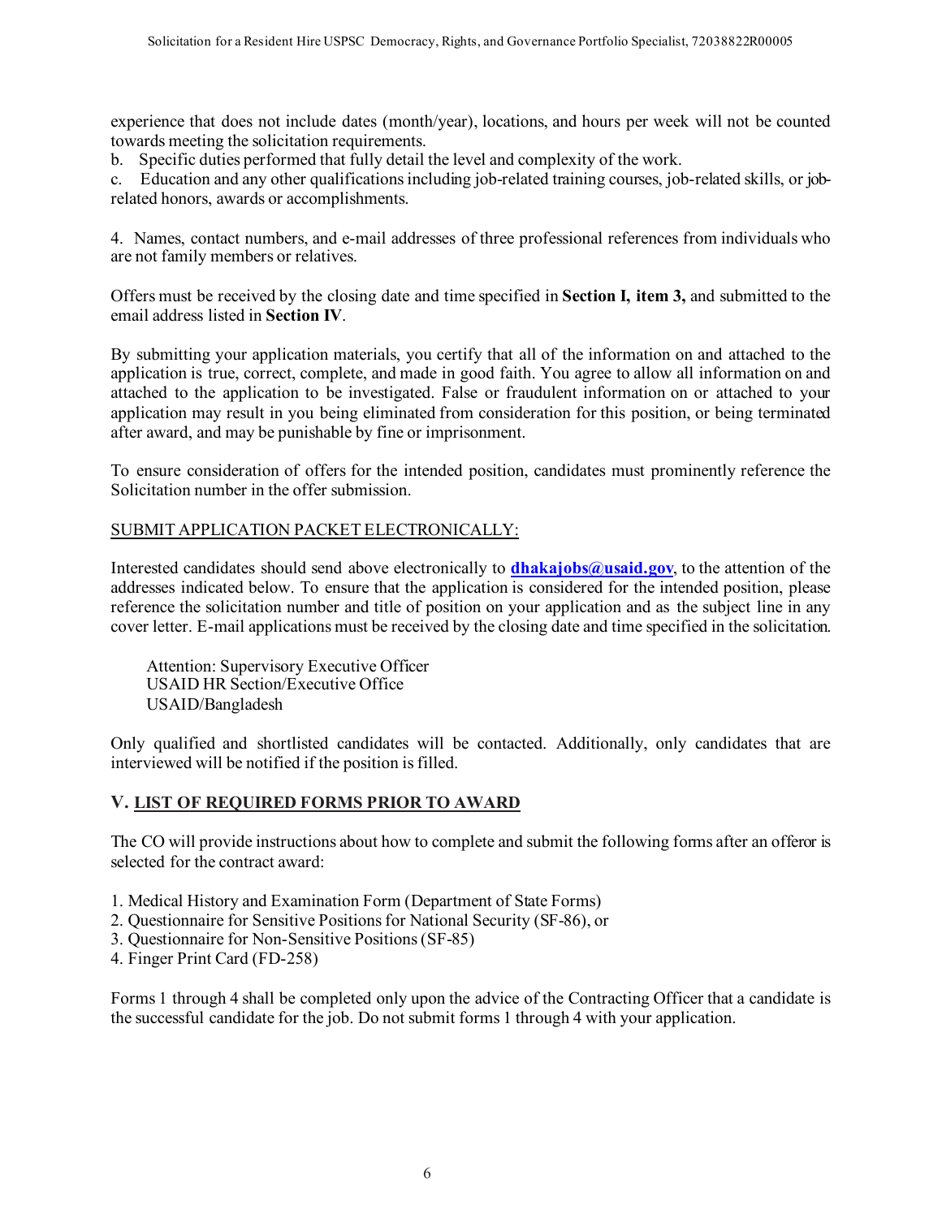experience that does not include dates (month/year), locations, and hours per week will not be counted towards meeting the solicitation requirements.

b. Specific duties performed that fully detail the level and complexity of the work.

c. Education and any other qualifications including job-related training courses, job-related skills, or job-related honors, awards or accomplishments.

4. Names, contact numbers, and e-mail addresses of three professional references from individuals who are not family members or relatives.

Offers must be received by the closing date and time specified in **Section I, item 3,** and submitted to the email address listed in **Section IV**.

By submitting your application materials, you certify that all of the information on and attached to the application is true, correct, complete, and made in good faith. You agree to allow all information on and attached to the application to be investigated. False or fraudulent information on or attached to your application may result in you being eliminated from consideration for this position, or being terminated after award, and may be punishable by fine or imprisonment.

To ensure consideration of offers for the intended position, candidates must prominently reference the Solicitation number in the offer submission.

SUBMIT APPLICATION PACKET ELECTRONICALLY:

Interested candidates should send above electronically to **dhakajobs@usaid.gov**, to the attention of the addresses indicated below. To ensure that the application is considered for the intended position, please reference the solicitation number and title of position on your application and as the subject line in any cover letter. E-mail applications must be received by the closing date and time specified in the solicitation.

Attention: Supervisory Executive Officer
USAID HR Section/Executive Office
USAID/Bangladesh

Only qualified and shortlisted candidates will be contacted. Additionally, only candidates that are interviewed will be notified if the position is filled.

## V. LIST OF REQUIRED FORMS PRIOR TO AWARD

The CO will provide instructions about how to complete and submit the following forms after an offeror is selected for the contract award:

1. Medical History and Examination Form (Department of State Forms)
2. Questionnaire for Sensitive Positions for National Security (SF-86), or
3. Questionnaire for Non-Sensitive Positions (SF-85)
4. Finger Print Card (FD-258)

Forms 1 through 4 shall be completed only upon the advice of the Contracting Officer that a candidate is the successful candidate for the job. Do not submit forms 1 through 4 with your application.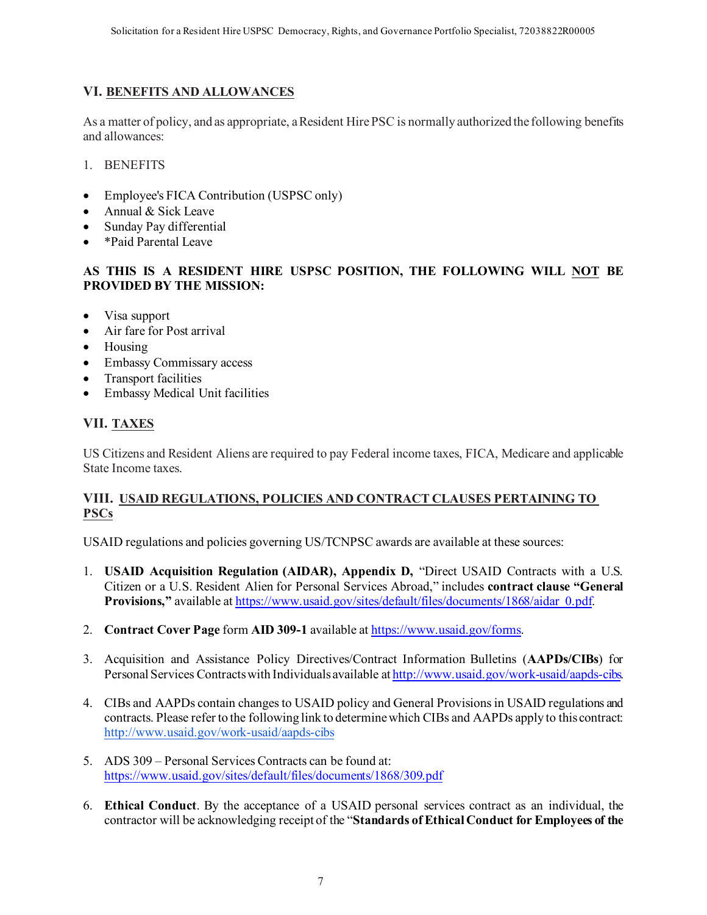## VI. BENEFITS AND ALLOWANCES

As a matter of policy, and as appropriate, a Resident Hire PSC is normally authorized the following benefits and allowances:

1. BENEFITS

- Employee's FICA Contribution (USPSC only)
- Annual & Sick Leave
- Sunday Pay differential
- *Paid Parental Leave

**AS THIS IS A RESIDENT HIRE USPSC POSITION, THE FOLLOWING WILL NOT BE PROVIDED BY THE MISSION:**

- Visa support
- Air fare for Post arrival
- Housing
- Embassy Commissary access
- Transport facilities
- Embassy Medical Unit facilities

## VII. TAXES

US Citizens and Resident Aliens are required to pay Federal income taxes, FICA, Medicare and applicable State Income taxes.

## VIII. USAID REGULATIONS, POLICIES AND CONTRACT CLAUSES PERTAINING TO PSCs

USAID regulations and policies governing US/TCNPSC awards are available at these sources:

1. **USAID Acquisition Regulation (AIDAR), Appendix D,** "Direct USAID Contracts with a U.S. Citizen or a U.S. Resident Alien for Personal Services Abroad," includes **contract clause "General Provisions,"** available at https://www.usaid.gov/sites/default/files/documents/1868/aidar_0.pdf.

2. **Contract Cover Page** form **AID 309-1** available at https://www.usaid.gov/forms.

3. Acquisition and Assistance Policy Directives/Contract Information Bulletins (**AAPDs/CIBs**) for Personal Services Contracts with Individuals available at http://www.usaid.gov/work-usaid/aapds-cibs.

4. CIBs and AAPDs contain changes to USAID policy and General Provisions in USAID regulations and contracts. Please refer to the following link to determine which CIBs and AAPDs apply to this contract: http://www.usaid.gov/work-usaid/aapds-cibs

5. ADS 309 – Personal Services Contracts can be found at: https://www.usaid.gov/sites/default/files/documents/1868/309.pdf

6. **Ethical Conduct**. By the acceptance of a USAID personal services contract as an individual, the contractor will be acknowledging receipt of the "**Standards of Ethical Conduct for Employees of the**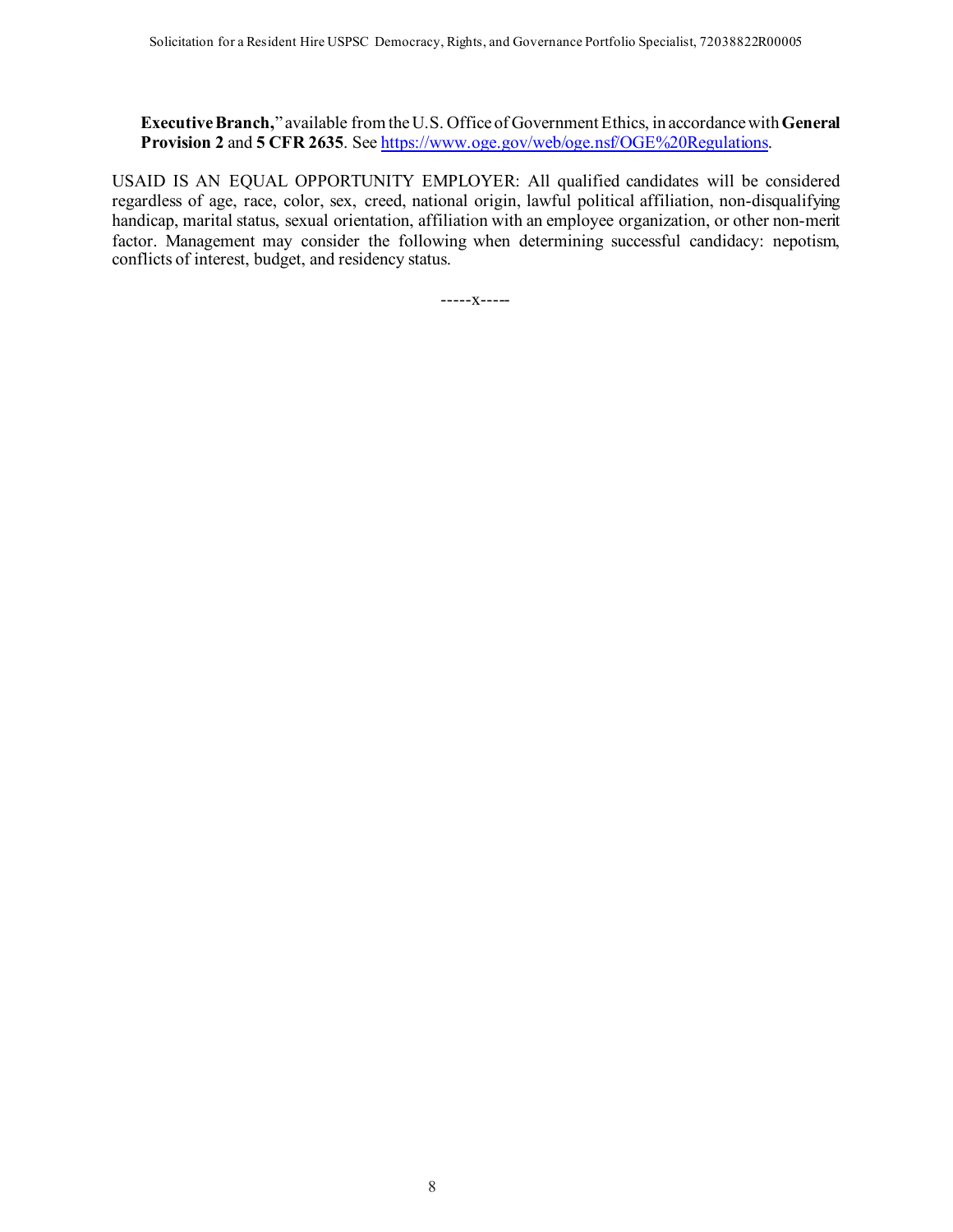**Executive Branch,**" available from the U.S. Office of Government Ethics, in accordance with **General Provision 2** and **5 CFR 2635**. See https://www.oge.gov/web/oge.nsf/OGE%20Regulations.

USAID IS AN EQUAL OPPORTUNITY EMPLOYER: All qualified candidates will be considered regardless of age, race, color, sex, creed, national origin, lawful political affiliation, non-disqualifying handicap, marital status, sexual orientation, affiliation with an employee organization, or other non-merit factor. Management may consider the following when determining successful candidacy: nepotism, conflicts of interest, budget, and residency status.

-----x-----